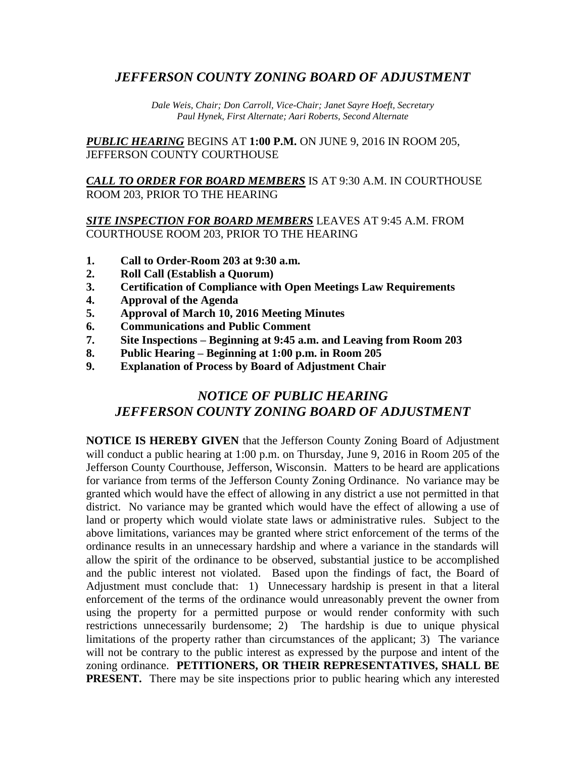# *JEFFERSON COUNTY ZONING BOARD OF ADJUSTMENT*

*Dale Weis, Chair; Don Carroll, Vice-Chair; Janet Sayre Hoeft, Secretary*
*Paul Hynek, First Alternate; Aari Roberts, Second Alternate*

***PUBLIC HEARING*** BEGINS AT **1:00 P.M.** ON JUNE 9, 2016 IN ROOM 205, JEFFERSON COUNTY COURTHOUSE

***CALL TO ORDER FOR BOARD MEMBERS*** IS AT 9:30 A.M. IN COURTHOUSE ROOM 203, PRIOR TO THE HEARING

***SITE INSPECTION FOR BOARD MEMBERS*** LEAVES AT 9:45 A.M. FROM COURTHOUSE ROOM 203, PRIOR TO THE HEARING

1. **Call to Order-Room 203 at 9:30 a.m.**
2. **Roll Call (Establish a Quorum)**
3. **Certification of Compliance with Open Meetings Law Requirements**
4. **Approval of the Agenda**
5. **Approval of March 10, 2016 Meeting Minutes**
6. **Communications and Public Comment**
7. **Site Inspections – Beginning at 9:45 a.m. and Leaving from Room 203**
8. **Public Hearing – Beginning at 1:00 p.m. in Room 205**
9. **Explanation of Process by Board of Adjustment Chair**

## *NOTICE OF PUBLIC HEARING*
## *JEFFERSON COUNTY ZONING BOARD OF ADJUSTMENT*

**NOTICE IS HEREBY GIVEN** that the Jefferson County Zoning Board of Adjustment will conduct a public hearing at 1:00 p.m. on Thursday, June 9, 2016 in Room 205 of the Jefferson County Courthouse, Jefferson, Wisconsin. Matters to be heard are applications for variance from terms of the Jefferson County Zoning Ordinance. No variance may be granted which would have the effect of allowing in any district a use not permitted in that district. No variance may be granted which would have the effect of allowing a use of land or property which would violate state laws or administrative rules. Subject to the above limitations, variances may be granted where strict enforcement of the terms of the ordinance results in an unnecessary hardship and where a variance in the standards will allow the spirit of the ordinance to be observed, substantial justice to be accomplished and the public interest not violated. Based upon the findings of fact, the Board of Adjustment must conclude that: 1) Unnecessary hardship is present in that a literal enforcement of the terms of the ordinance would unreasonably prevent the owner from using the property for a permitted purpose or would render conformity with such restrictions unnecessarily burdensome; 2) The hardship is due to unique physical limitations of the property rather than circumstances of the applicant; 3) The variance will not be contrary to the public interest as expressed by the purpose and intent of the zoning ordinance. **PETITIONERS, OR THEIR REPRESENTATIVES, SHALL BE PRESENT.** There may be site inspections prior to public hearing which any interested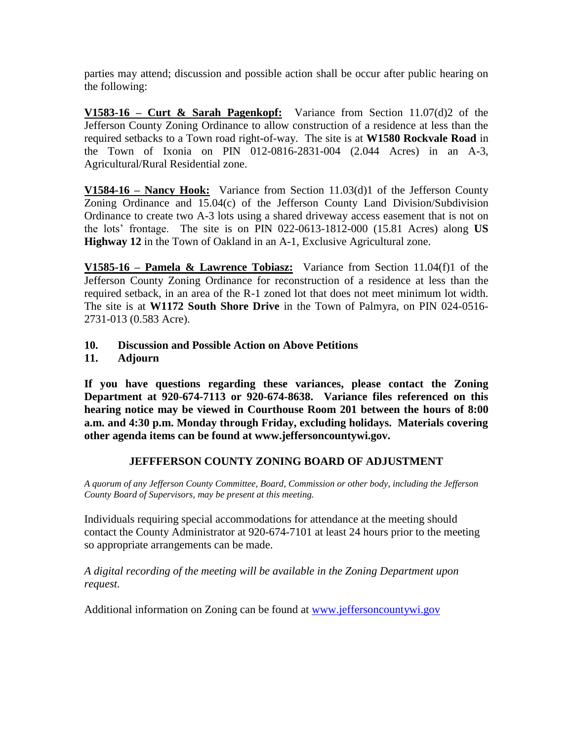parties may attend; discussion and possible action shall be occur after public hearing on the following:

**<u>V1583-16 – Curt & Sarah Pagenkopf:</u>** Variance from Section 11.07(d)2 of the Jefferson County Zoning Ordinance to allow construction of a residence at less than the required setbacks to a Town road right-of-way. The site is at **W1580 Rockvale Road** in the Town of Ixonia on PIN 012-0816-2831-004 (2.044 Acres) in an A-3, Agricultural/Rural Residential zone.

**<u>V1584-16 – Nancy Hook:</u>** Variance from Section 11.03(d)1 of the Jefferson County Zoning Ordinance and 15.04(c) of the Jefferson County Land Division/Subdivision Ordinance to create two A-3 lots using a shared driveway access easement that is not on the lots' frontage. The site is on PIN 022-0613-1812-000 (15.81 Acres) along **US Highway 12** in the Town of Oakland in an A-1, Exclusive Agricultural zone.

**<u>V1585-16 – Pamela & Lawrence Tobiasz:</u>** Variance from Section 11.04(f)1 of the Jefferson County Zoning Ordinance for reconstruction of a residence at less than the required setback, in an area of the R-1 zoned lot that does not meet minimum lot width. The site is at **W1172 South Shore Drive** in the Town of Palmyra, on PIN 024-0516-2731-013 (0.583 Acre).

10. **Discussion and Possible Action on Above Petitions**
11. **Adjourn**

**If you have questions regarding these variances, please contact the Zoning Department at 920-674-7113 or 920-674-8638. Variance files referenced on this hearing notice may be viewed in Courthouse Room 201 between the hours of 8:00 a.m. and 4:30 p.m. Monday through Friday, excluding holidays. Materials covering other agenda items can be found at www.jeffersoncountywi.gov.**

**JEFFFERSON COUNTY ZONING BOARD OF ADJUSTMENT**

*A quorum of any Jefferson County Committee, Board, Commission or other body, including the Jefferson County Board of Supervisors, may be present at this meeting.*

Individuals requiring special accommodations for attendance at the meeting should contact the County Administrator at 920-674-7101 at least 24 hours prior to the meeting so appropriate arrangements can be made.

*A digital recording of the meeting will be available in the Zoning Department upon request.*

Additional information on Zoning can be found at [www.jeffersoncountywi.gov](www.jeffersoncountywi.gov)